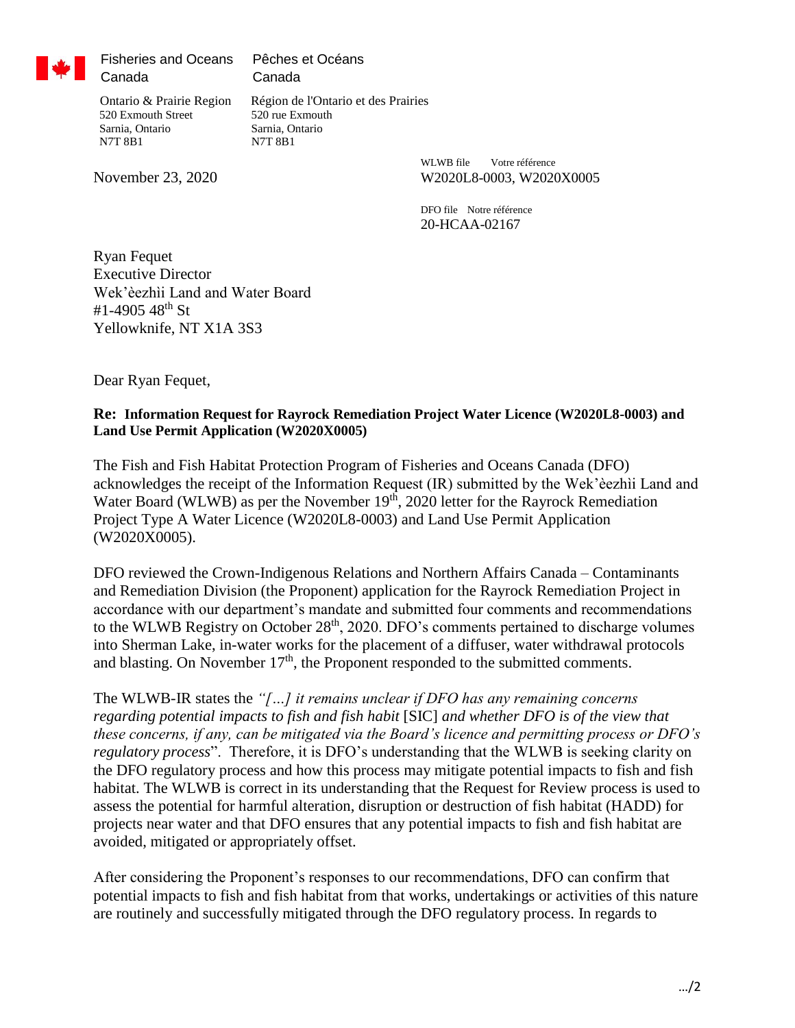Fisheries and Oceans Canada    Pêches et Océans Canada

Ontario & Prairie Region
520 Exmouth Street
Sarnia, Ontario
N7T 8B1

Région de l'Ontario et des Prairies
520 rue Exmouth
Sarnia, Ontario
N7T 8B1

November 23, 2020

WLWB file    Votre référence
W2020L8-0003, W2020X0005

DFO file    Notre référence
20-HCAA-02167

Ryan Fequet
Executive Director
Wek'èezhìi Land and Water Board
#1-4905 48th St
Yellowknife, NT X1A 3S3

Dear Ryan Fequet,

**Re: Information Request for Rayrock Remediation Project Water Licence (W2020L8-0003) and Land Use Permit Application (W2020X0005)**

The Fish and Fish Habitat Protection Program of Fisheries and Oceans Canada (DFO) acknowledges the receipt of the Information Request (IR) submitted by the Wek'èezhìi Land and Water Board (WLWB) as per the November 19th, 2020 letter for the Rayrock Remediation Project Type A Water Licence (W2020L8-0003) and Land Use Permit Application (W2020X0005).

DFO reviewed the Crown-Indigenous Relations and Northern Affairs Canada – Contaminants and Remediation Division (the Proponent) application for the Rayrock Remediation Project in accordance with our department's mandate and submitted four comments and recommendations to the WLWB Registry on October 28th, 2020. DFO's comments pertained to discharge volumes into Sherman Lake, in-water works for the placement of a diffuser, water withdrawal protocols and blasting. On November 17th, the Proponent responded to the submitted comments.

The WLWB-IR states the *"[…] it remains unclear if DFO has any remaining concerns regarding potential impacts to fish and fish habit* [SIC] *and whether DFO is of the view that these concerns, if any, can be mitigated via the Board's licence and permitting process or DFO's regulatory process*". Therefore, it is DFO's understanding that the WLWB is seeking clarity on the DFO regulatory process and how this process may mitigate potential impacts to fish and fish habitat. The WLWB is correct in its understanding that the Request for Review process is used to assess the potential for harmful alteration, disruption or destruction of fish habitat (HADD) for projects near water and that DFO ensures that any potential impacts to fish and fish habitat are avoided, mitigated or appropriately offset.

After considering the Proponent's responses to our recommendations, DFO can confirm that potential impacts to fish and fish habitat from that works, undertakings or activities of this nature are routinely and successfully mitigated through the DFO regulatory process. In regards to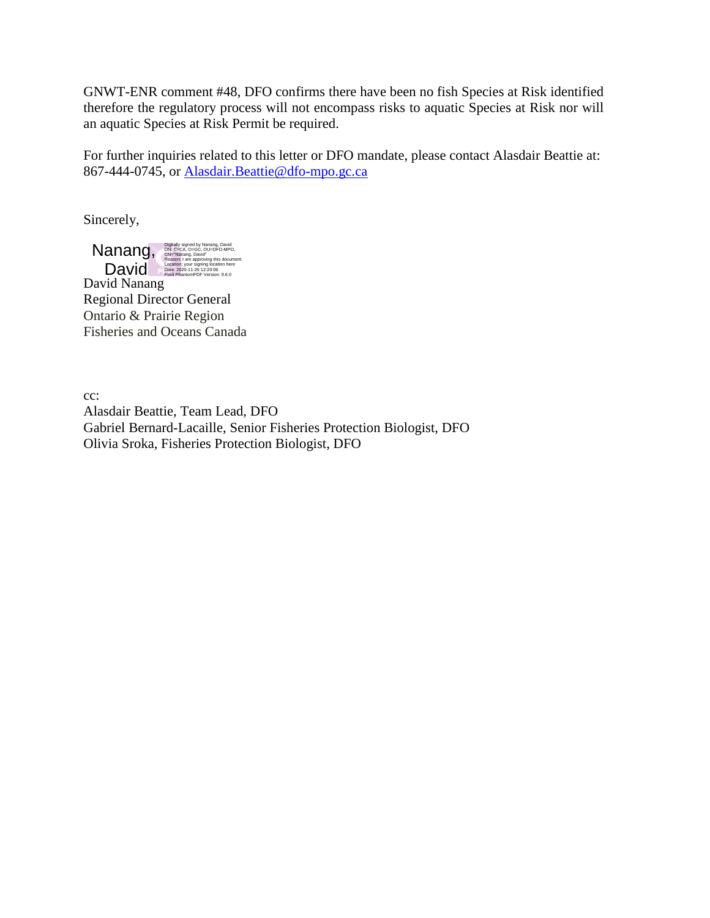GNWT-ENR comment #48, DFO confirms there have been no fish Species at Risk identified therefore the regulatory process will not encompass risks to aquatic Species at Risk nor will an aquatic Species at Risk Permit be required.

For further inquiries related to this letter or DFO mandate, please contact Alasdair Beattie at: 867-444-0745, or Alasdair.Beattie@dfo-mpo.gc.ca

Sincerely,

Nanang, David

Digitally signed by Nanang, David
DN: C=CA, O=GC, OU=DFO-MPO, CN="Nanang, David"
Reason: I am approving this document
Location: your signing location here
Date: 2020-11-25 12:20:06
Foxit PhantomPDF Version: 9.6.0

David Nanang
Regional Director General
Ontario & Prairie Region
Fisheries and Oceans Canada

cc:
Alasdair Beattie, Team Lead, DFO
Gabriel Bernard-Lacaille, Senior Fisheries Protection Biologist, DFO
Olivia Sroka, Fisheries Protection Biologist, DFO